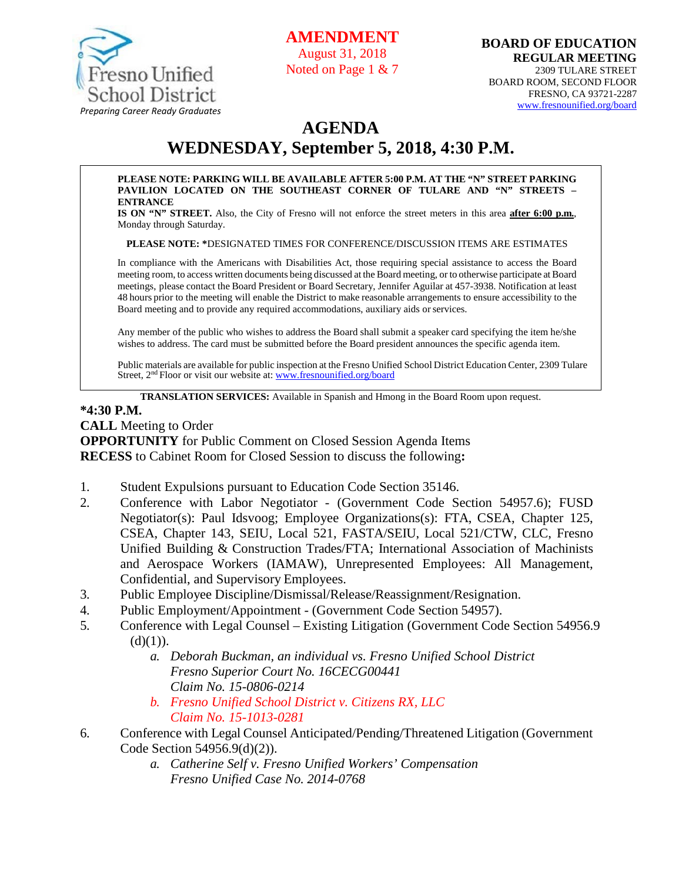Fresno Unified School District
*Preparing Career Ready Graduates*

**AMENDMENT**
August 31, 2018
Noted on Page 1 & 7

**BOARD OF EDUCATION**
**REGULAR MEETING**
2309 TULARE STREET
BOARD ROOM, SECOND FLOOR
FRESNO, CA 93721-2287
www.fresnounified.org/board

# AGENDA
## WEDNESDAY, September 5, 2018, 4:30 P.M.

**PLEASE NOTE: PARKING WILL BE AVAILABLE AFTER 5:00 P.M. AT THE "N" STREET PARKING PAVILION LOCATED ON THE SOUTHEAST CORNER OF TULARE AND "N" STREETS – ENTRANCE IS ON "N" STREET.** Also, the City of Fresno will not enforce the street meters in this area **after 6:00 p.m.**, Monday through Saturday.

**PLEASE NOTE:** *DESIGNATED TIMES FOR CONFERENCE/DISCUSSION ITEMS ARE ESTIMATES

In compliance with the Americans with Disabilities Act, those requiring special assistance to access the Board meeting room, to access written documents being discussed at the Board meeting, or to otherwise participate at Board meetings, please contact the Board President or Board Secretary, Jennifer Aguilar at 457-3938. Notification at least 48 hours prior to the meeting will enable the District to make reasonable arrangements to ensure accessibility to the Board meeting and to provide any required accommodations, auxiliary aids or services.

Any member of the public who wishes to address the Board shall submit a speaker card specifying the item he/she wishes to address. The card must be submitted before the Board president announces the specific agenda item.

Public materials are available for public inspection at the Fresno Unified School District Education Center, 2309 Tulare Street, 2nd Floor or visit our website at: www.fresnounified.org/board

**TRANSLATION SERVICES:** Available in Spanish and Hmong in the Board Room upon request.

**\*4:30 P.M.**
**CALL** Meeting to Order
**OPPORTUNITY** for Public Comment on Closed Session Agenda Items
**RECESS** to Cabinet Room for Closed Session to discuss the following**:**

1. Student Expulsions pursuant to Education Code Section 35146.
2. Conference with Labor Negotiator - (Government Code Section 54957.6); FUSD Negotiator(s): Paul Idsvoog; Employee Organizations(s): FTA, CSEA, Chapter 125, CSEA, Chapter 143, SEIU, Local 521, FASTA/SEIU, Local 521/CTW, CLC, Fresno Unified Building & Construction Trades/FTA; International Association of Machinists and Aerospace Workers (IAMAW), Unrepresented Employees: All Management, Confidential, and Supervisory Employees.
3. Public Employee Discipline/Dismissal/Release/Reassignment/Resignation.
4. Public Employment/Appointment - (Government Code Section 54957).
5. Conference with Legal Counsel – Existing Litigation (Government Code Section 54956.9 (d)(1)).
   a. *Deborah Buckman, an individual vs. Fresno Unified School District*
      *Fresno Superior Court No. 16CECG00441*
      *Claim No. 15-0806-0214*
   b. *Fresno Unified School District v. Citizens RX, LLC*
      *Claim No. 15-1013-0281*
6. Conference with Legal Counsel Anticipated/Pending/Threatened Litigation (Government Code Section 54956.9(d)(2)).
   a. *Catherine Self v. Fresno Unified Workers' Compensation*
      *Fresno Unified Case No. 2014-0768*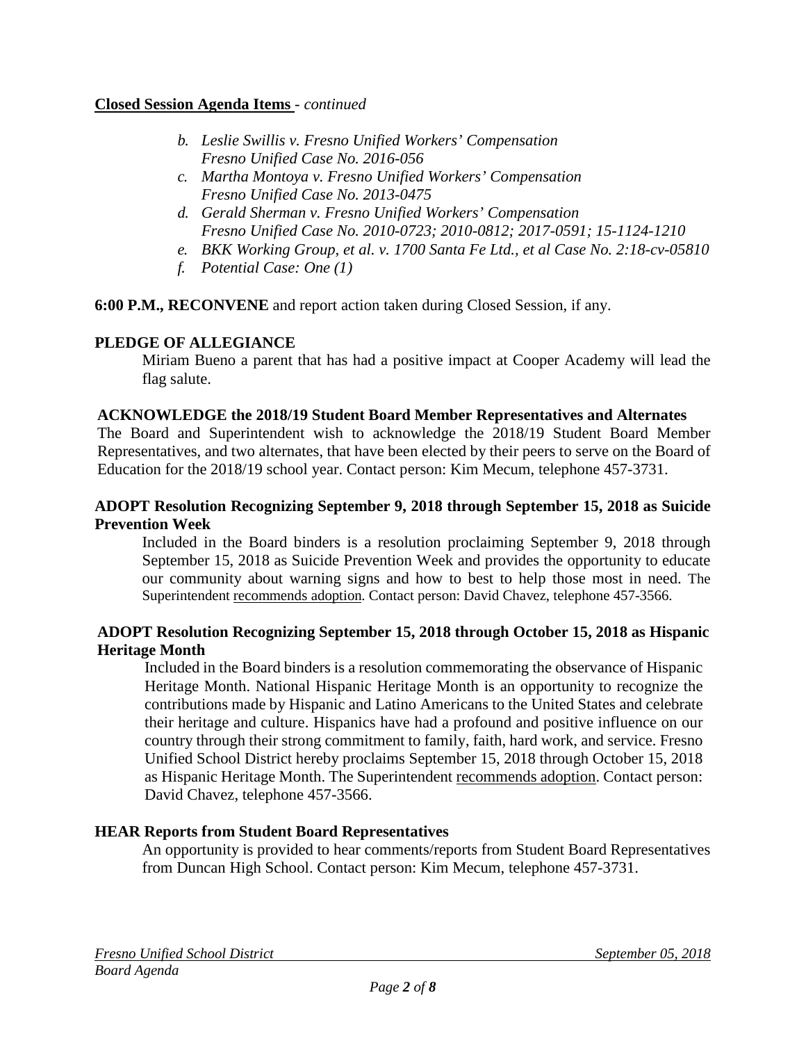**Closed Session Agenda Items** - *continued*

- *b. Leslie Swillis v. Fresno Unified Workers' Compensation Fresno Unified Case No. 2016-056*
- *c. Martha Montoya v. Fresno Unified Workers' Compensation Fresno Unified Case No. 2013-0475*
- *d. Gerald Sherman v. Fresno Unified Workers' Compensation Fresno Unified Case No. 2010-0723; 2010-0812; 2017-0591; 15-1124-1210*
- *e. BKK Working Group, et al. v. 1700 Santa Fe Ltd., et al Case No. 2:18-cv-05810*
- *f. Potential Case: One (1)*

**6:00 P.M., RECONVENE** and report action taken during Closed Session, if any.

**PLEDGE OF ALLEGIANCE**

Miriam Bueno a parent that has had a positive impact at Cooper Academy will lead the flag salute.

**ACKNOWLEDGE the 2018/19 Student Board Member Representatives and Alternates**

The Board and Superintendent wish to acknowledge the 2018/19 Student Board Member Representatives, and two alternates, that have been elected by their peers to serve on the Board of Education for the 2018/19 school year. Contact person: Kim Mecum, telephone 457-3731.

**ADOPT Resolution Recognizing September 9, 2018 through September 15, 2018 as Suicide Prevention Week**

Included in the Board binders is a resolution proclaiming September 9, 2018 through September 15, 2018 as Suicide Prevention Week and provides the opportunity to educate our community about warning signs and how to best to help those most in need. The Superintendent recommends adoption. Contact person: David Chavez, telephone 457-3566.

**ADOPT Resolution Recognizing September 15, 2018 through October 15, 2018 as Hispanic Heritage Month**

Included in the Board binders is a resolution commemorating the observance of Hispanic Heritage Month. National Hispanic Heritage Month is an opportunity to recognize the contributions made by Hispanic and Latino Americans to the United States and celebrate their heritage and culture. Hispanics have had a profound and positive influence on our country through their strong commitment to family, faith, hard work, and service. Fresno Unified School District hereby proclaims September 15, 2018 through October 15, 2018 as Hispanic Heritage Month. The Superintendent recommends adoption. Contact person: David Chavez, telephone 457-3566.

**HEAR Reports from Student Board Representatives**

An opportunity is provided to hear comments/reports from Student Board Representatives from Duncan High School. Contact person: Kim Mecum, telephone 457-3731.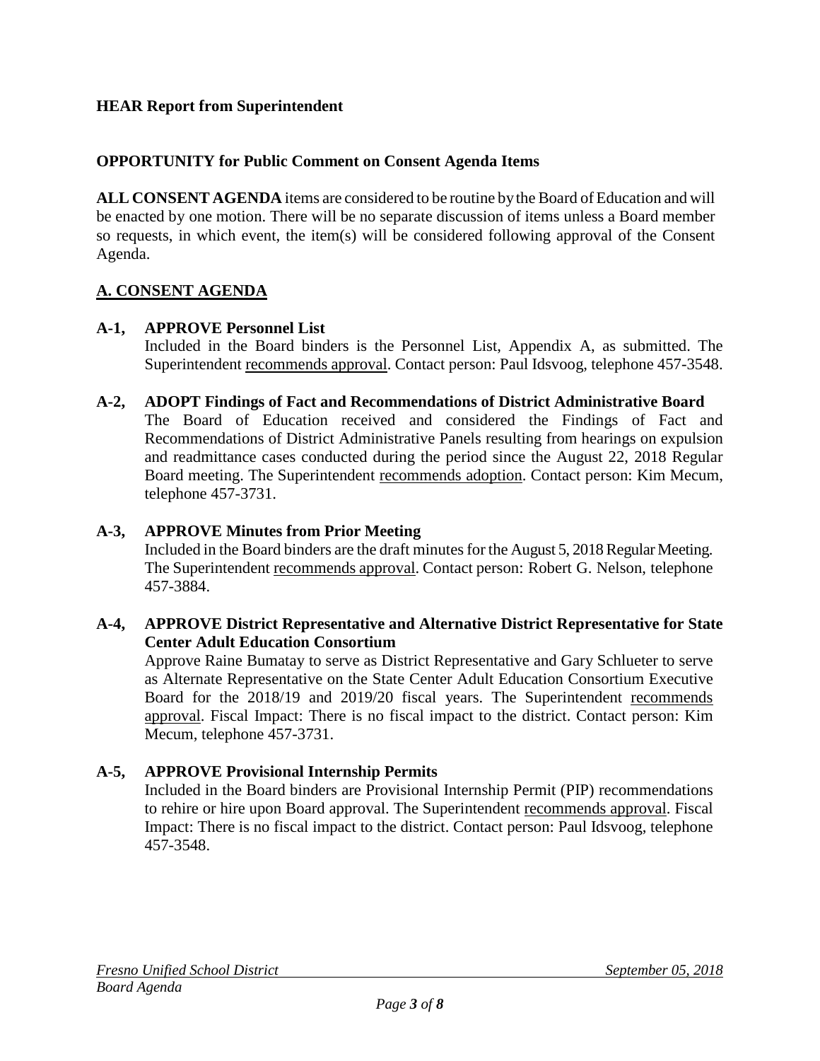**HEAR Report from Superintendent**

**OPPORTUNITY for Public Comment on Consent Agenda Items**

**ALL CONSENT AGENDA** items are considered to be routine by the Board of Education and will be enacted by one motion. There will be no separate discussion of items unless a Board member so requests, in which event, the item(s) will be considered following approval of the Consent Agenda.

## A. CONSENT AGENDA

**A-1, APPROVE Personnel List**
Included in the Board binders is the Personnel List, Appendix A, as submitted. The Superintendent recommends approval. Contact person: Paul Idsvoog, telephone 457-3548.

**A-2, ADOPT Findings of Fact and Recommendations of District Administrative Board**
The Board of Education received and considered the Findings of Fact and Recommendations of District Administrative Panels resulting from hearings on expulsion and readmittance cases conducted during the period since the August 22, 2018 Regular Board meeting. The Superintendent recommends adoption. Contact person: Kim Mecum, telephone 457-3731.

**A-3, APPROVE Minutes from Prior Meeting**
Included in the Board binders are the draft minutes for the August 5, 2018 Regular Meeting. The Superintendent recommends approval. Contact person: Robert G. Nelson, telephone 457-3884.

**A-4, APPROVE District Representative and Alternative District Representative for State Center Adult Education Consortium**
Approve Raine Bumatay to serve as District Representative and Gary Schlueter to serve as Alternate Representative on the State Center Adult Education Consortium Executive Board for the 2018/19 and 2019/20 fiscal years. The Superintendent recommends approval. Fiscal Impact: There is no fiscal impact to the district. Contact person: Kim Mecum, telephone 457-3731.

**A-5, APPROVE Provisional Internship Permits**
Included in the Board binders are Provisional Internship Permit (PIP) recommendations to rehire or hire upon Board approval. The Superintendent recommends approval. Fiscal Impact: There is no fiscal impact to the district. Contact person: Paul Idsvoog, telephone 457-3548.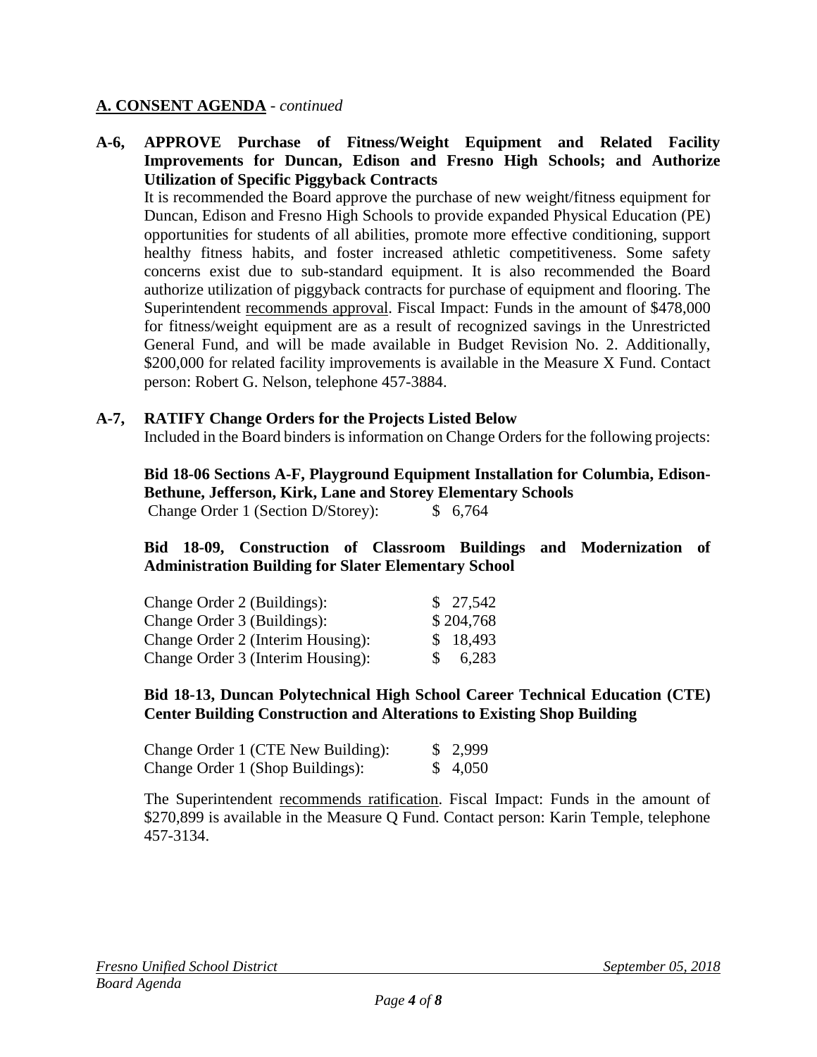## A. CONSENT AGENDA - *continued*

**A-6, APPROVE Purchase of Fitness/Weight Equipment and Related Facility Improvements for Duncan, Edison and Fresno High Schools; and Authorize Utilization of Specific Piggyback Contracts**

It is recommended the Board approve the purchase of new weight/fitness equipment for Duncan, Edison and Fresno High Schools to provide expanded Physical Education (PE) opportunities for students of all abilities, promote more effective conditioning, support healthy fitness habits, and foster increased athletic competitiveness. Some safety concerns exist due to sub-standard equipment. It is also recommended the Board authorize utilization of piggyback contracts for purchase of equipment and flooring. The Superintendent recommends approval. Fiscal Impact: Funds in the amount of $478,000 for fitness/weight equipment are as a result of recognized savings in the Unrestricted General Fund, and will be made available in Budget Revision No. 2. Additionally, $200,000 for related facility improvements is available in the Measure X Fund. Contact person: Robert G. Nelson, telephone 457-3884.

**A-7, RATIFY Change Orders for the Projects Listed Below**

Included in the Board binders is information on Change Orders for the following projects:

**Bid 18-06 Sections A-F, Playground Equipment Installation for Columbia, Edison-Bethune, Jefferson, Kirk, Lane and Storey Elementary Schools**

| | |
|---|---|
| Change Order 1 (Section D/Storey): | $ 6,764 |

**Bid 18-09, Construction of Classroom Buildings and Modernization of Administration Building for Slater Elementary School**

| | |
|---|---|
| Change Order 2 (Buildings): | $ 27,542 |
| Change Order 3 (Buildings): | $ 204,768 |
| Change Order 2 (Interim Housing): | $ 18,493 |
| Change Order 3 (Interim Housing): | $ 6,283 |

**Bid 18-13, Duncan Polytechnical High School Career Technical Education (CTE) Center Building Construction and Alterations to Existing Shop Building**

| | |
|---|---|
| Change Order 1 (CTE New Building): | $ 2,999 |
| Change Order 1 (Shop Buildings): | $ 4,050 |

The Superintendent recommends ratification. Fiscal Impact: Funds in the amount of $270,899 is available in the Measure Q Fund. Contact person: Karin Temple, telephone 457-3134.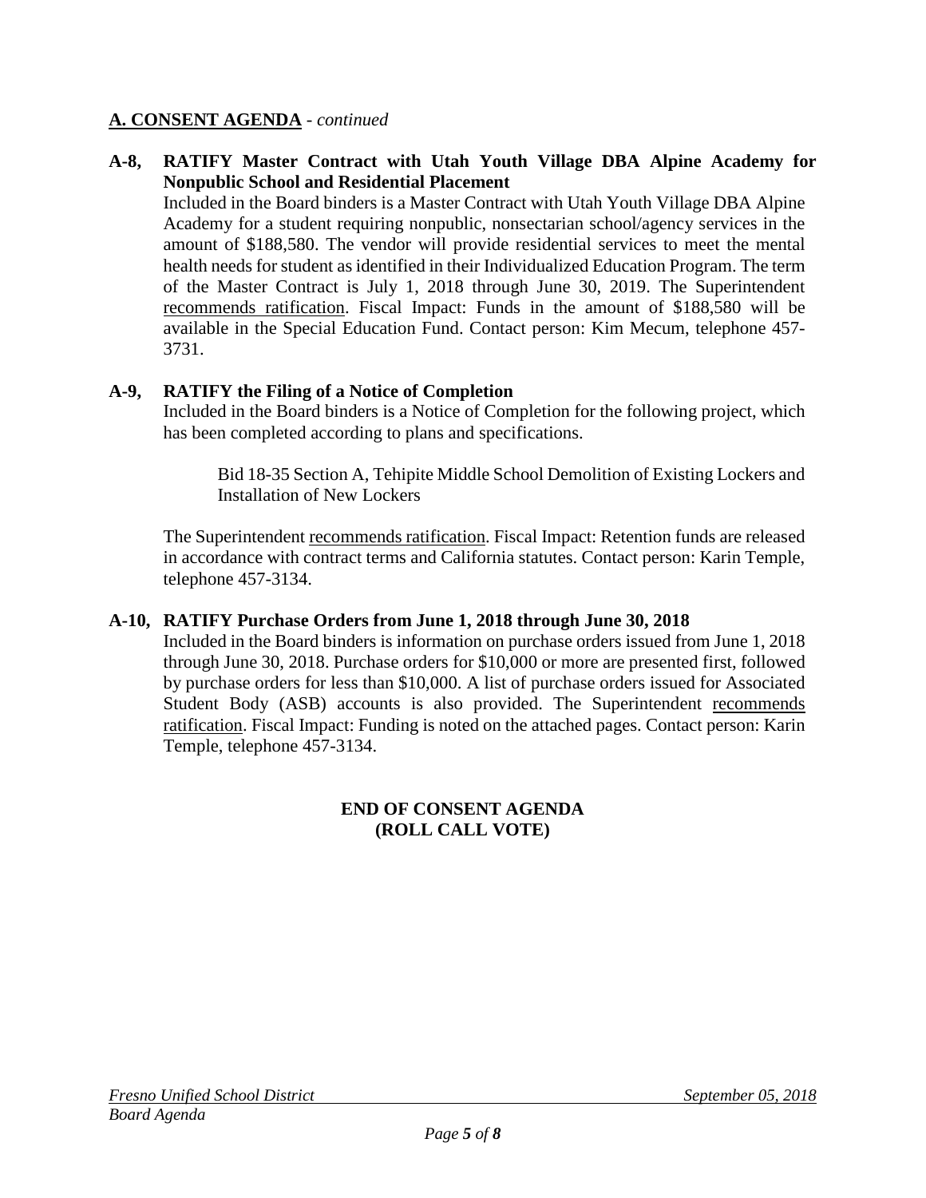## **A. CONSENT AGENDA** - *continued*

**A-8, RATIFY Master Contract with Utah Youth Village DBA Alpine Academy for Nonpublic School and Residential Placement**

Included in the Board binders is a Master Contract with Utah Youth Village DBA Alpine Academy for a student requiring nonpublic, nonsectarian school/agency services in the amount of $188,580. The vendor will provide residential services to meet the mental health needs for student as identified in their Individualized Education Program. The term of the Master Contract is July 1, 2018 through June 30, 2019. The Superintendent recommends ratification. Fiscal Impact: Funds in the amount of $188,580 will be available in the Special Education Fund. Contact person: Kim Mecum, telephone 457-3731.

**A-9, RATIFY the Filing of a Notice of Completion**

Included in the Board binders is a Notice of Completion for the following project, which has been completed according to plans and specifications.

> Bid 18-35 Section A, Tehipite Middle School Demolition of Existing Lockers and Installation of New Lockers

The Superintendent recommends ratification. Fiscal Impact: Retention funds are released in accordance with contract terms and California statutes. Contact person: Karin Temple, telephone 457-3134.

**A-10, RATIFY Purchase Orders from June 1, 2018 through June 30, 2018**

Included in the Board binders is information on purchase orders issued from June 1, 2018 through June 30, 2018. Purchase orders for $10,000 or more are presented first, followed by purchase orders for less than $10,000. A list of purchase orders issued for Associated Student Body (ASB) accounts is also provided. The Superintendent recommends ratification. Fiscal Impact: Funding is noted on the attached pages. Contact person: Karin Temple, telephone 457-3134.

**END OF CONSENT AGENDA**
**(ROLL CALL VOTE)**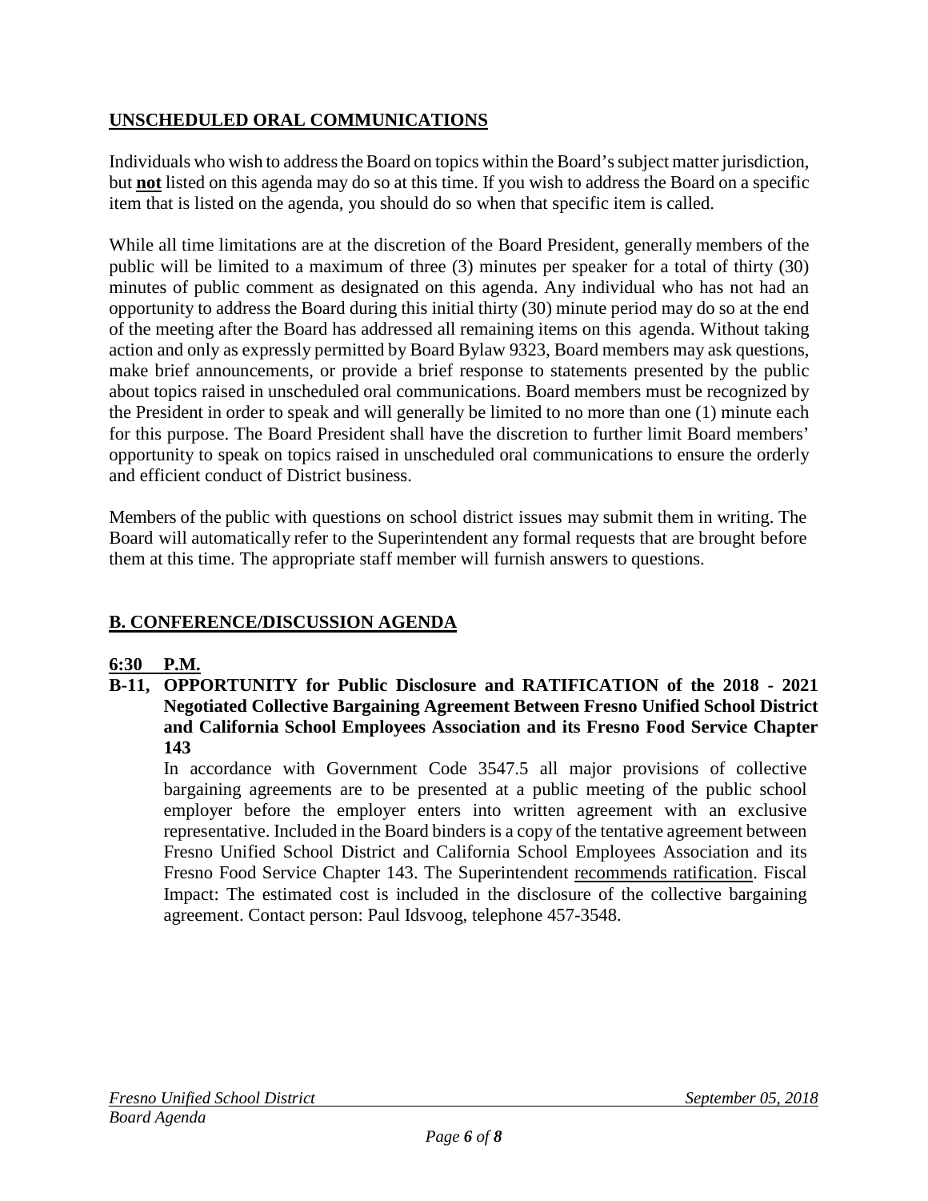## UNSCHEDULED ORAL COMMUNICATIONS

Individuals who wish to address the Board on topics within the Board's subject matter jurisdiction, but **not** listed on this agenda may do so at this time. If you wish to address the Board on a specific item that is listed on the agenda, you should do so when that specific item is called.

While all time limitations are at the discretion of the Board President, generally members of the public will be limited to a maximum of three (3) minutes per speaker for a total of thirty (30) minutes of public comment as designated on this agenda. Any individual who has not had an opportunity to address the Board during this initial thirty (30) minute period may do so at the end of the meeting after the Board has addressed all remaining items on this agenda. Without taking action and only as expressly permitted by Board Bylaw 9323, Board members may ask questions, make brief announcements, or provide a brief response to statements presented by the public about topics raised in unscheduled oral communications. Board members must be recognized by the President in order to speak and will generally be limited to no more than one (1) minute each for this purpose. The Board President shall have the discretion to further limit Board members' opportunity to speak on topics raised in unscheduled oral communications to ensure the orderly and efficient conduct of District business.

Members of the public with questions on school district issues may submit them in writing. The Board will automatically refer to the Superintendent any formal requests that are brought before them at this time. The appropriate staff member will furnish answers to questions.

## B. CONFERENCE/DISCUSSION AGENDA

### 6:30 P.M.

**B-11, OPPORTUNITY for Public Disclosure and RATIFICATION of the 2018 - 2021 Negotiated Collective Bargaining Agreement Between Fresno Unified School District and California School Employees Association and its Fresno Food Service Chapter 143**

In accordance with Government Code 3547.5 all major provisions of collective bargaining agreements are to be presented at a public meeting of the public school employer before the employer enters into written agreement with an exclusive representative. Included in the Board binders is a copy of the tentative agreement between Fresno Unified School District and California School Employees Association and its Fresno Food Service Chapter 143. The Superintendent recommends ratification. Fiscal Impact: The estimated cost is included in the disclosure of the collective bargaining agreement. Contact person: Paul Idsvoog, telephone 457-3548.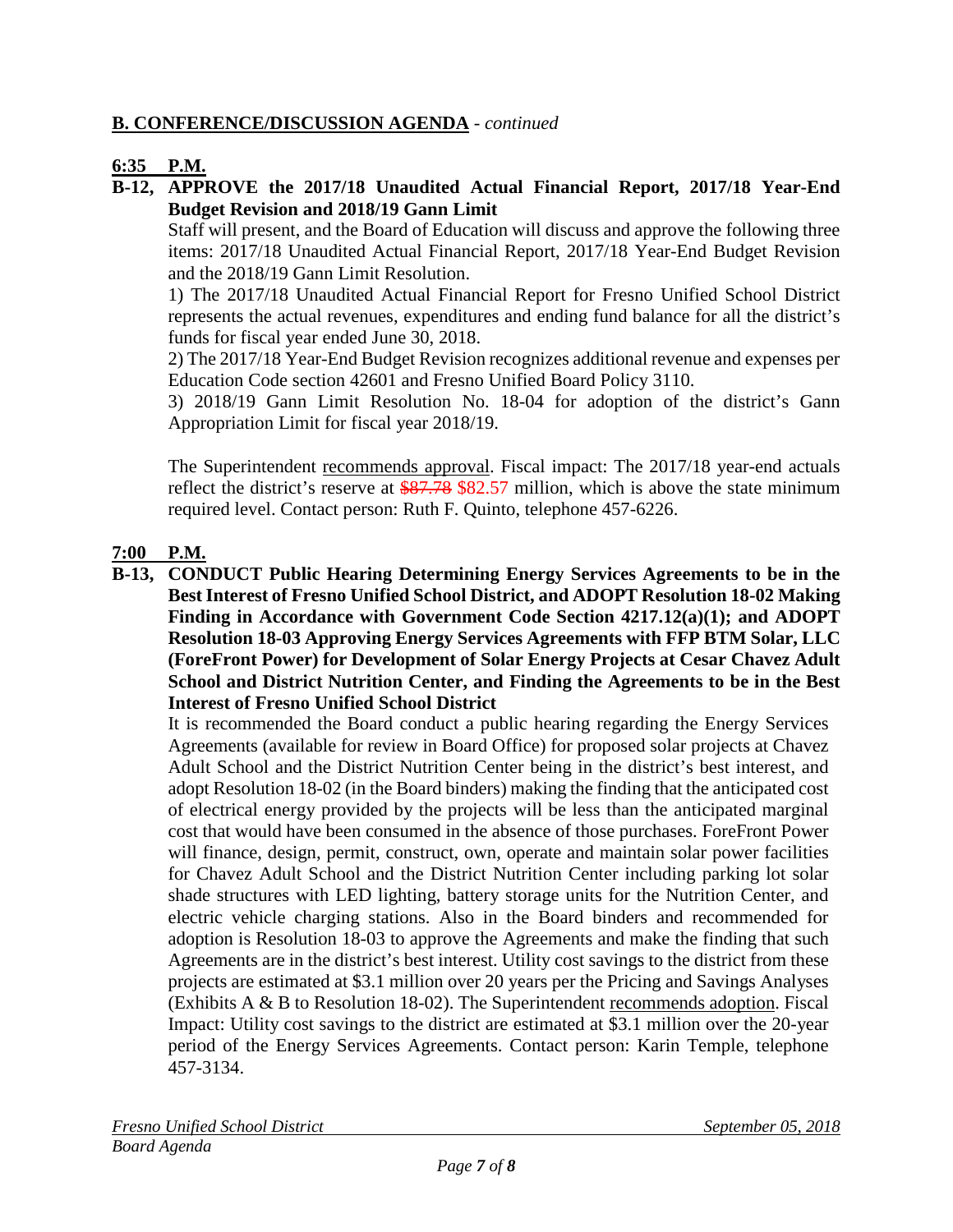## **B. CONFERENCE/DISCUSSION AGENDA** - *continued*

**6:35 P.M.**

**B-12, APPROVE the 2017/18 Unaudited Actual Financial Report, 2017/18 Year-End Budget Revision and 2018/19 Gann Limit**

Staff will present, and the Board of Education will discuss and approve the following three items: 2017/18 Unaudited Actual Financial Report, 2017/18 Year-End Budget Revision and the 2018/19 Gann Limit Resolution.

1) The 2017/18 Unaudited Actual Financial Report for Fresno Unified School District represents the actual revenues, expenditures and ending fund balance for all the district's funds for fiscal year ended June 30, 2018.

2) The 2017/18 Year-End Budget Revision recognizes additional revenue and expenses per Education Code section 42601 and Fresno Unified Board Policy 3110.

3) 2018/19 Gann Limit Resolution No. 18-04 for adoption of the district's Gann Appropriation Limit for fiscal year 2018/19.

The Superintendent recommends approval. Fiscal impact: The 2017/18 year-end actuals reflect the district's reserve at ~~$87.78~~ $82.57 million, which is above the state minimum required level. Contact person: Ruth F. Quinto, telephone 457-6226.

**7:00 P.M.**

**B-13, CONDUCT Public Hearing Determining Energy Services Agreements to be in the Best Interest of Fresno Unified School District, and ADOPT Resolution 18-02 Making Finding in Accordance with Government Code Section 4217.12(a)(1); and ADOPT Resolution 18-03 Approving Energy Services Agreements with FFP BTM Solar, LLC (ForeFront Power) for Development of Solar Energy Projects at Cesar Chavez Adult School and District Nutrition Center, and Finding the Agreements to be in the Best Interest of Fresno Unified School District**

It is recommended the Board conduct a public hearing regarding the Energy Services Agreements (available for review in Board Office) for proposed solar projects at Chavez Adult School and the District Nutrition Center being in the district's best interest, and adopt Resolution 18-02 (in the Board binders) making the finding that the anticipated cost of electrical energy provided by the projects will be less than the anticipated marginal cost that would have been consumed in the absence of those purchases. ForeFront Power will finance, design, permit, construct, own, operate and maintain solar power facilities for Chavez Adult School and the District Nutrition Center including parking lot solar shade structures with LED lighting, battery storage units for the Nutrition Center, and electric vehicle charging stations. Also in the Board binders and recommended for adoption is Resolution 18-03 to approve the Agreements and make the finding that such Agreements are in the district's best interest. Utility cost savings to the district from these projects are estimated at $3.1 million over 20 years per the Pricing and Savings Analyses (Exhibits A & B to Resolution 18-02). The Superintendent recommends adoption. Fiscal Impact: Utility cost savings to the district are estimated at $3.1 million over the 20-year period of the Energy Services Agreements. Contact person: Karin Temple, telephone 457-3134.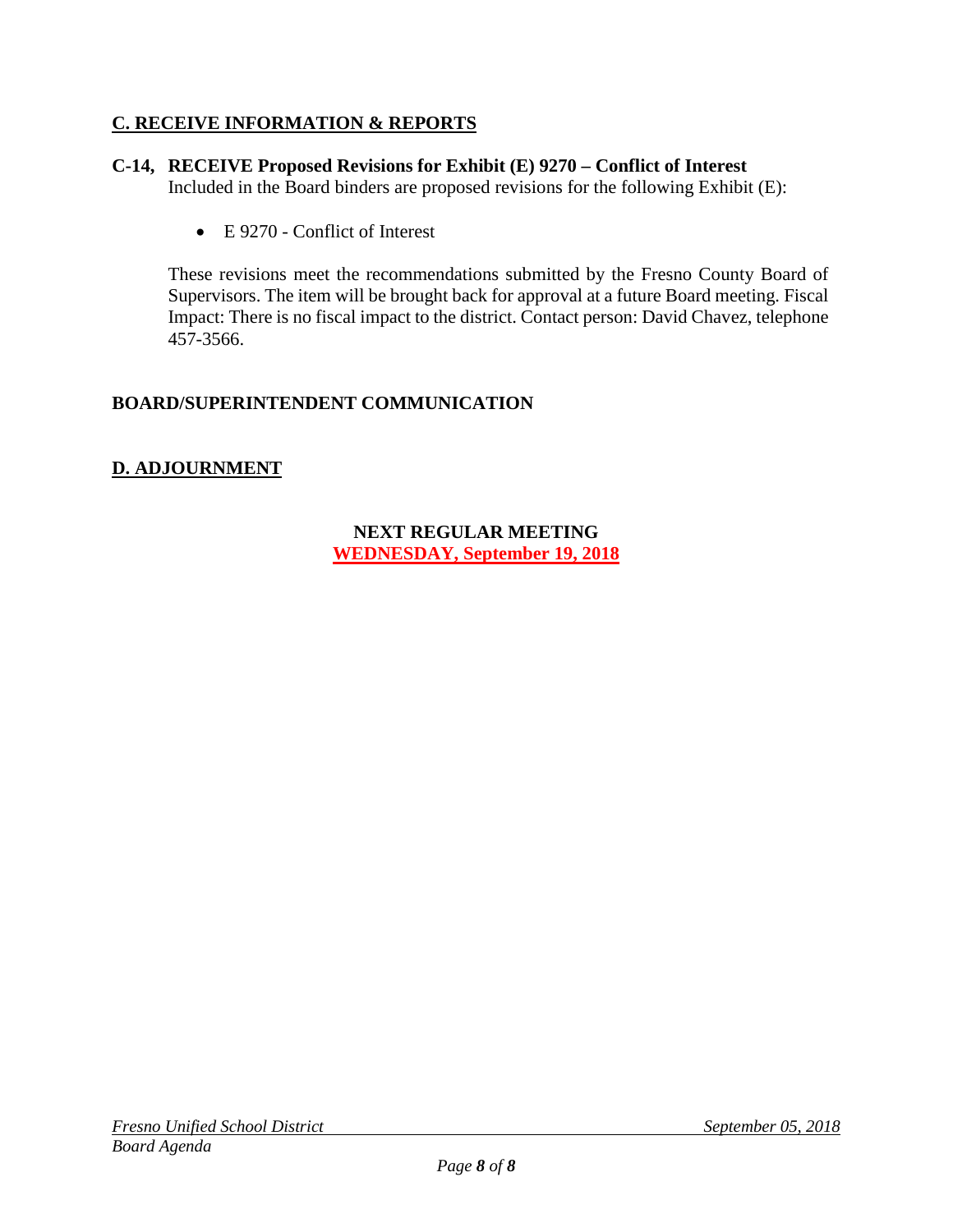## C. RECEIVE INFORMATION & REPORTS

**C-14, RECEIVE Proposed Revisions for Exhibit (E) 9270 – Conflict of Interest**

Included in the Board binders are proposed revisions for the following Exhibit (E):

- E 9270 - Conflict of Interest

These revisions meet the recommendations submitted by the Fresno County Board of Supervisors. The item will be brought back for approval at a future Board meeting. Fiscal Impact: There is no fiscal impact to the district. Contact person: David Chavez, telephone 457-3566.

## BOARD/SUPERINTENDENT COMMUNICATION

## D. ADJOURNMENT

**NEXT REGULAR MEETING**

**WEDNESDAY, September 19, 2018**